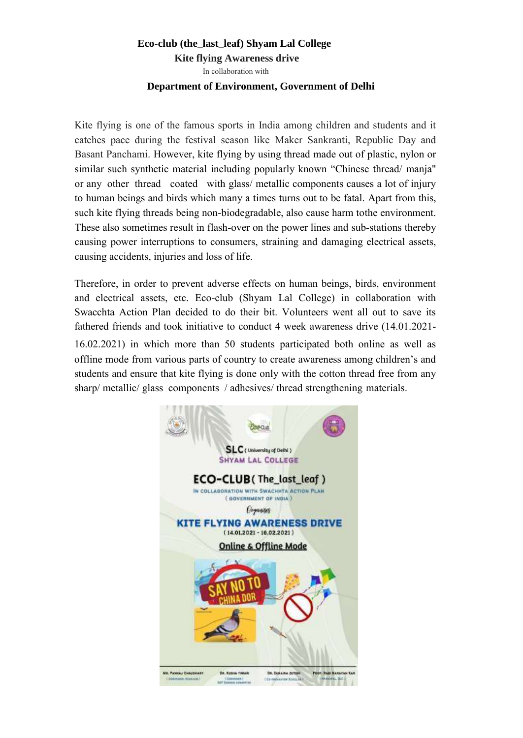**Eco-club (the_last_leaf) Shyam Lal College**

**Kite flying Awareness drive**

In collaboration with

**Department of Environment, Government of Delhi**

Kite flying is one of the famous sports in India among children and students and it catches pace during the festival season like Maker Sankranti, Republic Day and Basant Panchami. However, kite flying by using thread made out of plastic, nylon or similar such synthetic material including popularly known "Chinese thread/ manja" or any other thread coated with glass/ metallic components causes a lot of injury to human beings and birds which many a times turns out to be fatal. Apart from this, such kite flying threads being non-biodegradable, also cause harm tothe environment. These also sometimes result in flash-over on the power lines and sub-stations thereby causing power interruptions to consumers, straining and damaging electrical assets, causing accidents, injuries and loss of life.

Therefore, in order to prevent adverse effects on human beings, birds, environment and electrical assets, etc. Eco-club (Shyam Lal College) in collaboration with Swacchta Action Plan decided to do their bit. Volunteers went all out to save its fathered friends and took initiative to conduct 4 week awareness drive (14.01.2021-16.02.2021) in which more than 50 students participated both online as well as offline mode from various parts of country to create awareness among children's and students and ensure that kite flying is done only with the cotton thread free from any sharp/ metallic/ glass components / adhesives/ thread strengthening materials.